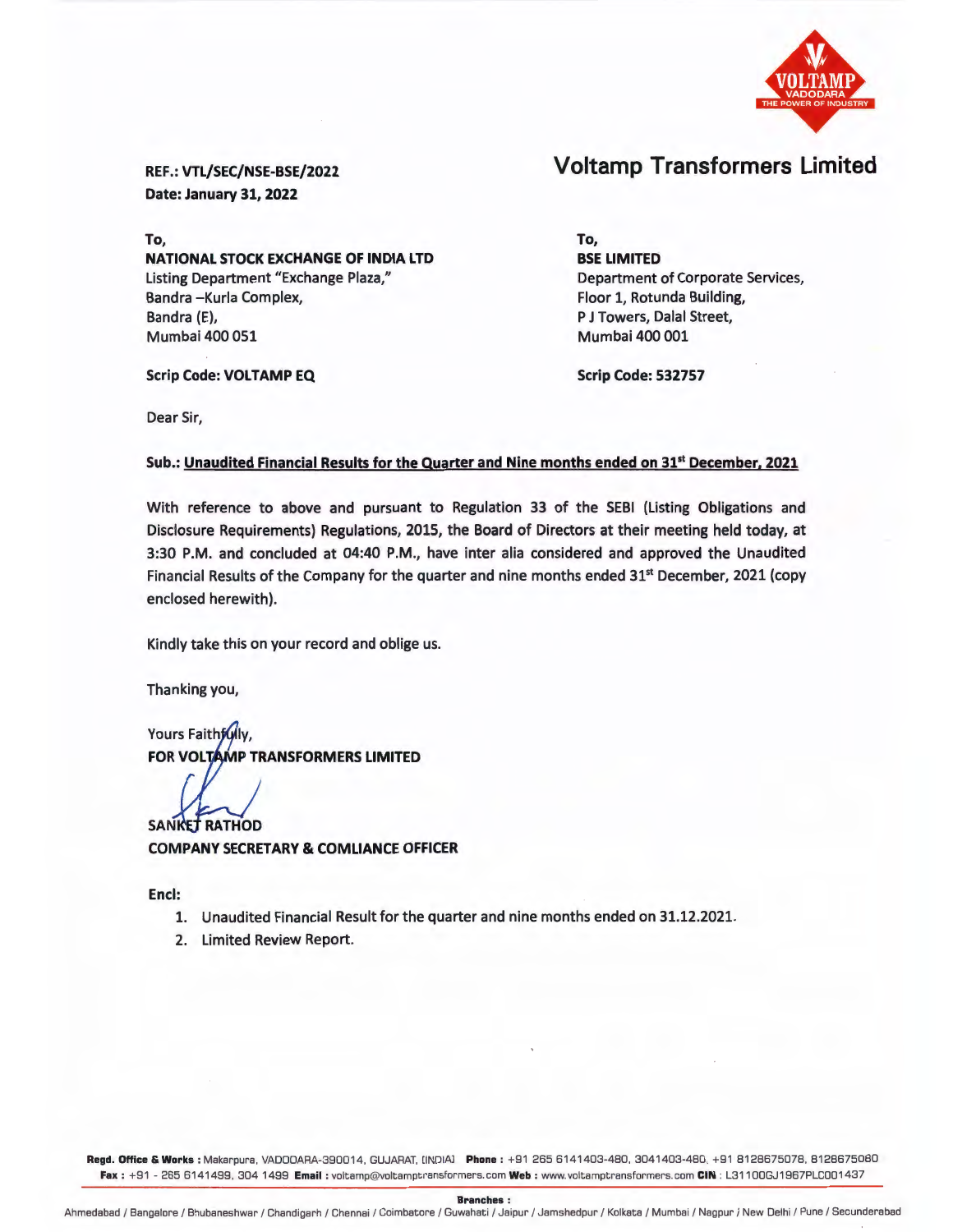# Voltamp Transformers Limited

**REF.: VTL/SEC/NSE-BSE/2022**
**Date: January 31, 2022**

**To,**
**NATIONAL STOCK EXCHANGE OF INDIA LTD**
Listing Department "Exchange Plaza,"
Bandra –Kurla Complex,
Bandra (E),
Mumbai 400 051

**Scrip Code: VOLTAMP EQ**

**To,**
**BSE LIMITED**
Department of Corporate Services,
Floor 1, Rotunda Building,
P J Towers, Dalal Street,
Mumbai 400 001

**Scrip Code: 532757**

Dear Sir,

**Sub.: Unaudited Financial Results for the Quarter and Nine months ended on 31st December, 2021**

With reference to above and pursuant to Regulation 33 of the SEBI (Listing Obligations and Disclosure Requirements) Regulations, 2015, the Board of Directors at their meeting held today, at 3:30 P.M. and concluded at 04:40 P.M., have inter alia considered and approved the Unaudited Financial Results of the Company for the quarter and nine months ended 31st December, 2021 (copy enclosed herewith).

Kindly take this on your record and oblige us.

Thanking you,

Yours Faithfully,
**FOR VOLTAMP TRANSFORMERS LIMITED**

**SANKET RATHOD**
**COMPANY SECRETARY & COMLIANCE OFFICER**

**Encl:**

1. Unaudited Financial Result for the quarter and nine months ended on 31.12.2021.
2. Limited Review Report.

**Regd. Office & Works :** Makarpura, VADODARA-390014, GUJARAT, (INDIA) **Phone :** +91 265 6141403-480, 3041403-480, +91 8128675078, 8128675080
**Fax :** +91 - 265 6141499, 304 1499 **Email :** voltamp@voltamptransformers.com **Web :** www.voltamptransformers.com **CIN :** L31100GJ1967PLC001437

**Branches :**
Ahmedabad / Bangalore / Bhubaneshwar / Chandigarh / Chennai / Coimbatore / Guwahati / Jaipur / Jamshedpur / Kolkata / Mumbai / Nagpur / New Delhi / Pune / Secunderabad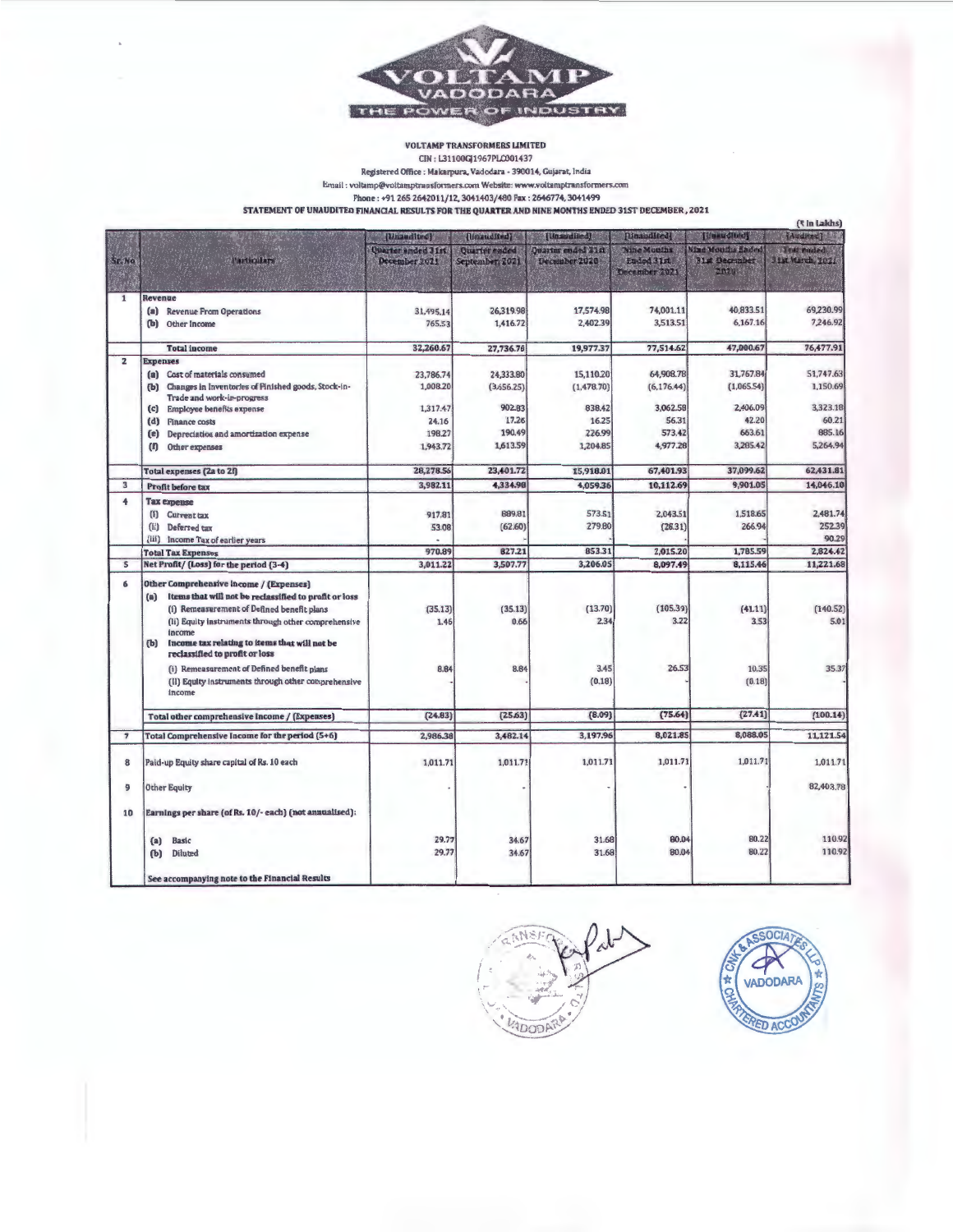VOLTAMP VADODARA THE POWER OF INDUSTRY

**VOLTAMP TRANSFORMERS LIMITED**

CIN : L31100GJ1967PLC001437

Registered Office : Makarpura, Vadodara - 390014, Gujarat, India

Email : voltamp@voltamptransformers.com Website: www.voltamptransformers.com

Phone : +91 265 2642011/12, 3041403/480 Fax : 2646774, 3041499

**STATEMENT OF UNAUDITED FINANCIAL RESULTS FOR THE QUARTER AND NINE MONTHS ENDED 31ST DECEMBER, 2021**

(₹ in Lakhs)

| Sr. No | Particulars | (Unaudited) Quarter ended 31st December 2021 | (Unaudited) Quarter ended September 2021 | (Unaudited) Quarter ended 31st December 2020 | (Unaudited) Nine Months Ended 31st December 2021 | (Unaudited) Nine Months Ended 31st December 2020 | (Audited) Year ended 31st March, 2021 |
|---|---|---|---|---|---|---|---|
| 1 | **Revenue** | | | | | | |
| | (a) Revenue From Operations | 31,495.14 | 26,319.98 | 17,574.98 | 74,001.11 | 40,833.51 | 69,230.99 |
| | (b) Other Income | 765.53 | 1,416.72 | 2,402.39 | 3,513.51 | 6,167.16 | 7,246.92 |
| | **Total Income** | 32,260.67 | 27,736.70 | 19,977.37 | 77,514.62 | 47,000.67 | 76,477.91 |
| 2 | **Expenses** | | | | | | |
| | (a) Cost of materials consumed | 23,786.74 | 24,333.80 | 15,110.20 | 64,908.78 | 31,767.84 | 51,747.63 |
| | (b) Changes in Inventories of Finished goods, Stock-in-Trade and work-in-progress | 1,008.20 | (3,456.25) | (1,478.70) | (6,176.44) | (1,065.54) | 1,150.69 |
| | (c) Employee benefits expense | 1,317.47 | 902.83 | 838.42 | 3,062.58 | 2,406.09 | 3,323.18 |
| | (d) Finance costs | 24.16 | 17.26 | 16.25 | 56.31 | 42.20 | 60.21 |
| | (e) Depreciation and amortization expense | 198.27 | 190.49 | 226.99 | 573.42 | 663.61 | 885.16 |
| | (f) Other expenses | 1,943.72 | 1,613.59 | 1,204.85 | 4,977.28 | 3,285.42 | 5,264.94 |
| | **Total expenses (2a to 2f)** | 28,278.56 | 23,401.72 | 15,918.01 | 67,401.93 | 37,099.62 | 62,431.81 |
| 3 | **Profit before tax** | 3,982.11 | 4,334.98 | 4,059.36 | 10,112.69 | 9,901.05 | 14,046.10 |
| 4 | **Tax expense** | | | | | | |
| | (i) Current tax | 917.81 | 889.81 | 573.51 | 2,043.51 | 1,518.65 | 2,481.74 |
| | (ii) Deferred tax | 53.08 | (62.60) | 279.80 | (28.31) | 266.94 | 252.39 |
| | (iii) Income Tax of earlier years | - | | | | | 90.29 |
| | **Total Tax Expenses** | 970.89 | 827.21 | 853.31 | 2,015.20 | 1,785.59 | 2,824.42 |
| 5 | **Net Profit/ (Loss) for the period (3-4)** | 3,011.22 | 3,507.77 | 3,206.05 | 8,097.49 | 8,115.46 | 11,221.68 |
| 6 | **Other Comprehensive Income / (Expenses)** | | | | | | |
| | (a) Items that will not be reclassified to profit or loss | | | | | | |
| | (i) Remeasurement of Defined benefit plans | (35.13) | (35.13) | (13.70) | (105.39) | (41.11) | (140.52) |
| | (ii) Equity instruments through other comprehensive income | 1.46 | 0.66 | 2.34 | 3.22 | 3.53 | 5.01 |
| | (b) Income tax relating to items that will not be reclassified to profit or loss | | | | | | |
| | (i) Remeasurement of Defined benefit plans | 8.84 | 8.84 | 3.45 | 26.53 | 10.35 | 35.37 |
| | (ii) Equity instruments through other comprehensive income | - | - | (0.18) | - | (0.18) | - |
| | **Total other comprehensive income / (Expenses)** | (24.83) | (25.63) | (8.09) | (75.64) | (27.41) | (100.14) |
| 7 | **Total Comprehensive Income for the period (5+6)** | 2,986.38 | 3,482.14 | 3,197.96 | 8,021.85 | 8,088.05 | 11,121.54 |
| 8 | Paid-up Equity share capital of Rs. 10 each | 1,011.71 | 1,011.71 | 1,011.71 | 1,011.71 | 1,011.71 | 1,011.71 |
| 9 | Other Equity | - | - | - | - | | 82,403.78 |
| 10 | Earnings per share (of Rs. 10/- each) (not annualised): | | | | | | |
| | (a) Basic | 29.77 | 34.67 | 31.68 | 80.04 | 80.22 | 110.92 |
| | (b) Diluted | 29.77 | 34.67 | 31.68 | 80.04 | 80.22 | 110.92 |
| | See accompanying note to the Financial Results | | | | | | |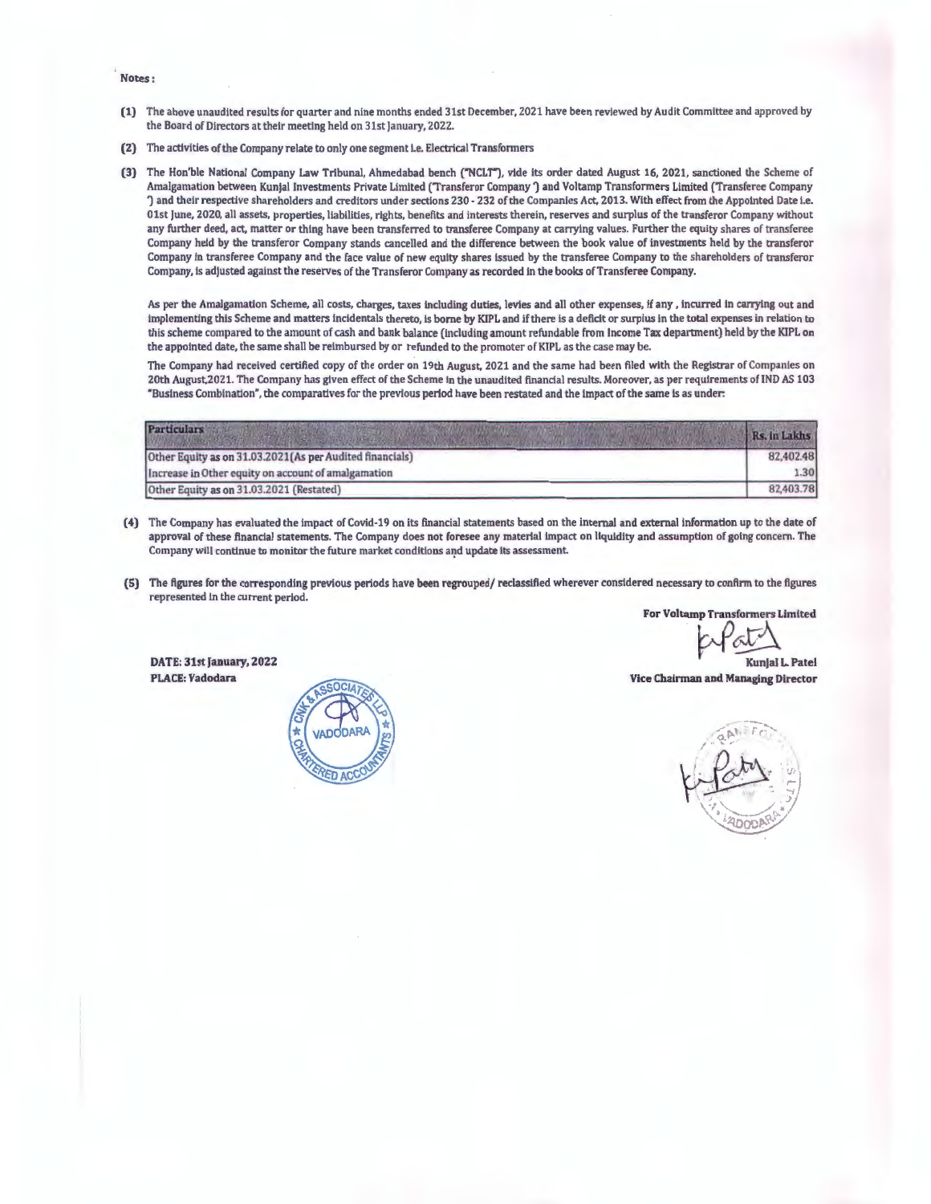**Notes :**

**(1)** The above unaudited results for quarter and nine months ended 31st December, 2021 have been reviewed by Audit Committee and approved by the Board of Directors at their meeting held on 31st January, 2022.

**(2)** The activities of the Company relate to only one segment i.e. Electrical Transformers

**(3)** The Hon'ble National Company Law Tribunal, Ahmedabad bench ("NCLT"), vide its order dated August 16, 2021, sanctioned the Scheme of Amalgamation between Kunjal Investments Private Limited ('Transferor Company') and Voltamp Transformers Limited ('Transferee Company') and their respective shareholders and creditors under sections 230 - 232 of the Companies Act, 2013. With effect from the Appointed Date i.e. 01st June, 2020, all assets, properties, liabilities, rights, benefits and interests therein, reserves and surplus of the transferor Company without any further deed, act, matter or thing have been transferred to transferee Company at carrying values. Further the equity shares of transferee Company held by the transferor Company stands cancelled and the difference between the book value of investments held by the transferor Company in transferee Company and the face value of new equity shares issued by the transferee Company to the shareholders of transferor Company, is adjusted against the reserves of the Transferor Company as recorded in the books of Transferee Company.

As per the Amalgamation Scheme, all costs, charges, taxes including duties, levies and all other expenses, if any, incurred in carrying out and implementing this Scheme and matters incidentals thereto, is borne by KIPL and if there is a deficit or surplus in the total expenses in relation to this scheme compared to the amount of cash and bank balance (including amount refundable from Income Tax department) held by the KIPL on the appointed date, the same shall be reimbursed by or refunded to the promoter of KIPL as the case may be.

The Company had received certified copy of the order on 19th August, 2021 and the same had been filed with the Registrar of Companies on 20th August,2021. The Company has given effect of the Scheme in the unaudited financial results. Moreover, as per requirements of IND AS 103 "Business Combination", the comparatives for the previous period have been restated and the impact of the same is as under:

| Particulars | Rs. in Lakhs |
|---|---|
| Other Equity as on 31.03.2021(As per Audited financials) | 82,402.48 |
| Increase in Other equity on account of amalgamation | 1.30 |
| Other Equity as on 31.03.2021 (Restated) | 82,403.78 |

**(4)** The Company has evaluated the impact of Covid-19 on its financial statements based on the internal and external information up to the date of approval of these financial statements. The Company does not foresee any material impact on liquidity and assumption of going concern. The Company will continue to monitor the future market conditions and update its assessment.

**(5)** The figures for the corresponding previous periods have been regrouped/ reclassified wherever considered necessary to confirm to the figures represented in the current period.

**For Voltamp Transformers Limited**

**Kunjal L. Patel**
**Vice Chairman and Managing Director**

**DATE: 31st January, 2022**
**PLACE: Vadodara**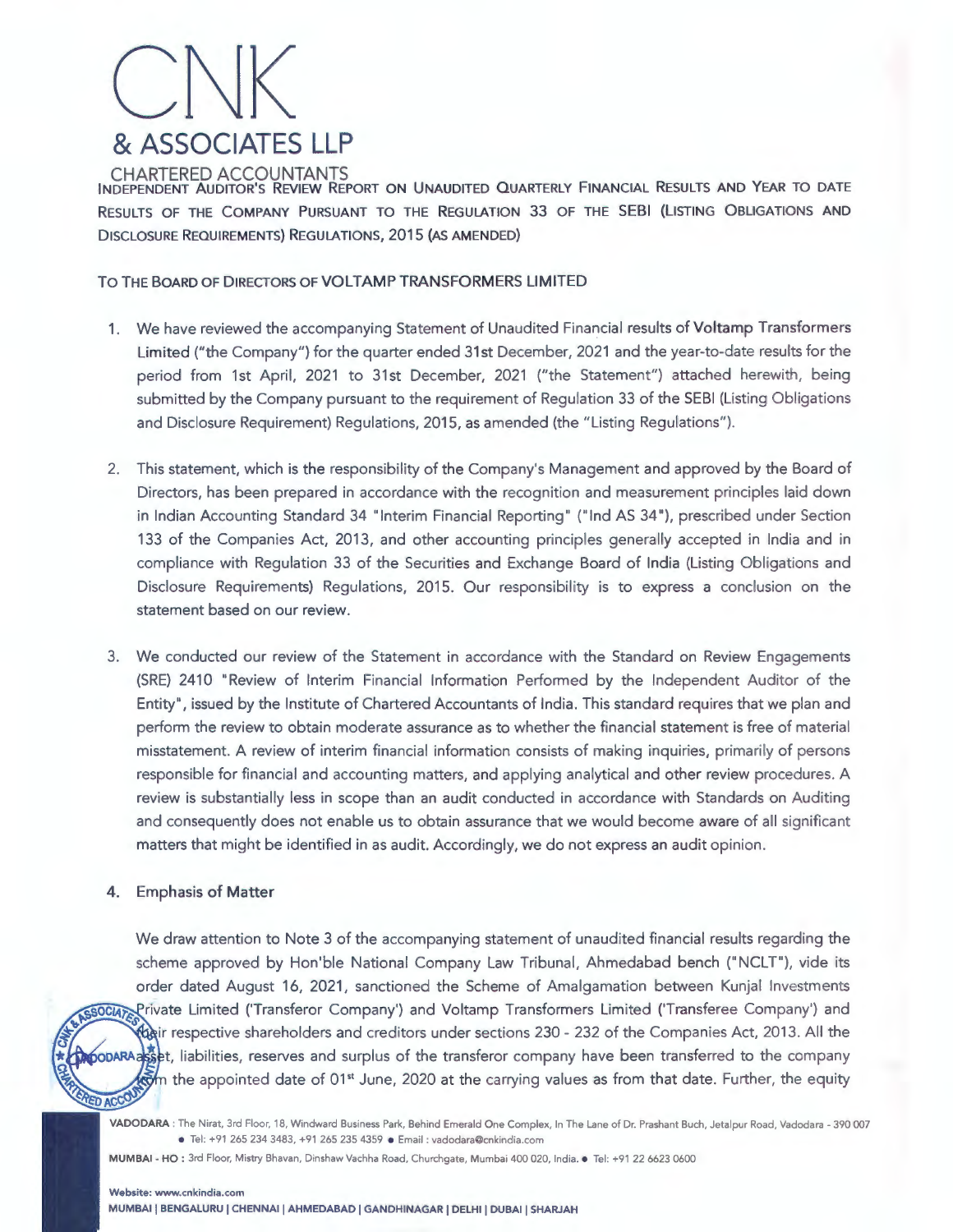# CNK & ASSOCIATES LLP

CHARTERED ACCOUNTANTS

**INDEPENDENT AUDITOR'S REVIEW REPORT ON UNAUDITED QUARTERLY FINANCIAL RESULTS AND YEAR TO DATE RESULTS OF THE COMPANY PURSUANT TO THE REGULATION 33 OF THE SEBI (LISTING OBLIGATIONS AND DISCLOSURE REQUIREMENTS) REGULATIONS, 2015 (AS AMENDED)**

TO THE BOARD OF DIRECTORS OF **VOLTAMP TRANSFORMERS LIMITED**

1. We have reviewed the accompanying Statement of Unaudited Financial results of **Voltamp Transformers Limited** ("the Company") for the quarter ended 31st December, 2021 and the year-to-date results for the period from 1st April, 2021 to 31st December, 2021 ("the Statement") attached herewith, being submitted by the Company pursuant to the requirement of Regulation 33 of the SEBI (Listing Obligations and Disclosure Requirement) Regulations, 2015, as amended (the "Listing Regulations").

2. This statement, which is the responsibility of the Company's Management and approved by the Board of Directors, has been prepared in accordance with the recognition and measurement principles laid down in Indian Accounting Standard 34 "Interim Financial Reporting" ("Ind AS 34"), prescribed under Section 133 of the Companies Act, 2013, and other accounting principles generally accepted in India and in compliance with Regulation 33 of the Securities and Exchange Board of India (Listing Obligations and Disclosure Requirements) Regulations, 2015. Our responsibility is to express a conclusion on the statement based on our review.

3. We conducted our review of the Statement in accordance with the Standard on Review Engagements (SRE) 2410 "Review of Interim Financial Information Performed by the Independent Auditor of the Entity", issued by the Institute of Chartered Accountants of India. This standard requires that we plan and perform the review to obtain moderate assurance as to whether the financial statement is free of material misstatement. A review of interim financial information consists of making inquiries, primarily of persons responsible for financial and accounting matters, and applying analytical and other review procedures. A review is substantially less in scope than an audit conducted in accordance with Standards on Auditing and consequently does not enable us to obtain assurance that we would become aware of all significant matters that might be identified in as audit. Accordingly, we do not express an audit opinion.

4. **Emphasis of Matter**

   We draw attention to Note 3 of the accompanying statement of unaudited financial results regarding the scheme approved by Hon'ble National Company Law Tribunal, Ahmedabad bench ("NCLT"), vide its order dated August 16, 2021, sanctioned the Scheme of Amalgamation between Kunjal Investments Private Limited ('Transferor Company') and Voltamp Transformers Limited ('Transferee Company') and their respective shareholders and creditors under sections 230 - 232 of the Companies Act, 2013. All the asset, liabilities, reserves and surplus of the transferor company have been transferred to the company from the appointed date of 01st June, 2020 at the carrying values as from that date. Further, the equity

VADODARA : The Nirat, 3rd Floor, 18, Windward Business Park, Behind Emerald One Complex, In The Lane of Dr. Prashant Buch, Jetalpur Road, Vadodara - 390 007 • Tel: +91 265 234 3483, +91 265 235 4359 • Email : vadodara@cnkindia.com

MUMBAI - HO : 3rd Floor, Mistry Bhavan, Dinshaw Vachha Road, Churchgate, Mumbai 400 020, India. • Tel: +91 22 6623 0600

Website: www.cnkindia.com

MUMBAI | BENGALURU | CHENNAI | AHMEDABAD | GANDHINAGAR | DELHI | DUBAI | SHARJAH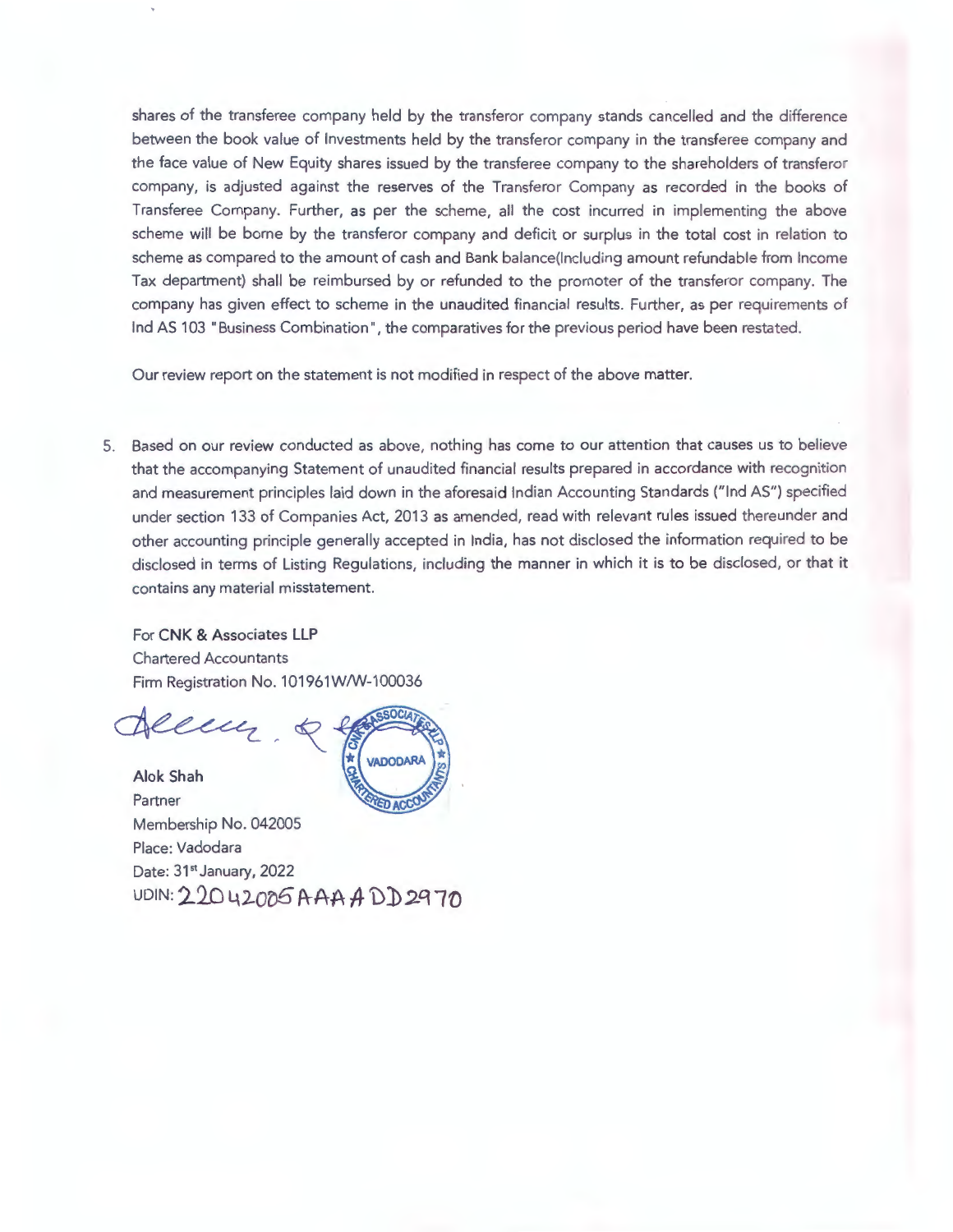shares of the transferee company held by the transferor company stands cancelled and the difference between the book value of Investments held by the transferor company in the transferee company and the face value of New Equity shares issued by the transferee company to the shareholders of transferor company, is adjusted against the reserves of the Transferor Company as recorded in the books of Transferee Company. Further, as per the scheme, all the cost incurred in implementing the above scheme will be borne by the transferor company and deficit or surplus in the total cost in relation to scheme as compared to the amount of cash and Bank balance(Including amount refundable from Income Tax department) shall be reimbursed by or refunded to the promoter of the transferor company. The company has given effect to scheme in the unaudited financial results. Further, as per requirements of Ind AS 103 "Business Combination", the comparatives for the previous period have been restated.

Our review report on the statement is not modified in respect of the above matter.

5. Based on our review conducted as above, nothing has come to our attention that causes us to believe that the accompanying Statement of unaudited financial results prepared in accordance with recognition and measurement principles laid down in the aforesaid Indian Accounting Standards ("Ind AS") specified under section 133 of Companies Act, 2013 as amended, read with relevant rules issued thereunder and other accounting principle generally accepted in India, has not disclosed the information required to be disclosed in terms of Listing Regulations, including the manner in which it is to be disclosed, or that it contains any material misstatement.

For CNK & Associates LLP
Chartered Accountants
Firm Registration No. 101961W/W-100036

Alok Shah
Partner
Membership No. 042005
Place: Vadodara
Date: 31st January, 2022
UDIN: 22042005AAAADD2970